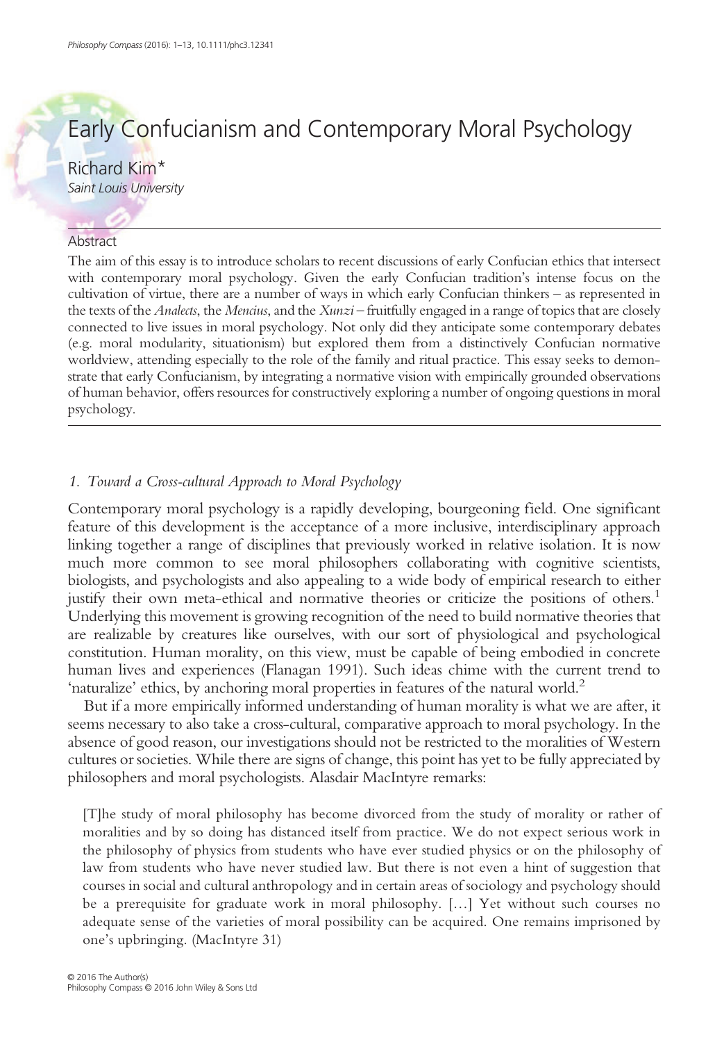# Early Confucianism and Contemporary Moral Psychology

Richard Kim*

*Saint Louis University*

## Abstract

The aim of this essay is to introduce scholars to recent discussions of early Confucian ethics that intersect with contemporary moral psychology. Given the early Confucian tradition's intense focus on the cultivation of virtue, there are a number of ways in which early Confucian thinkers – as represented in the texts of the *Analects*, the *Mencius*, and the *Xunzi* – fruitfully engaged in a range of topics that are closely connected to live issues in moral psychology. Not only did they anticipate some contemporary debates (e.g. moral modularity, situationism) but explored them from a distinctively Confucian normative worldview, attending especially to the role of the family and ritual practice. This essay seeks to demonstrate that early Confucianism, by integrating a normative vision with empirically grounded observations of human behavior, offers resources for constructively exploring a number of ongoing questions in moral psychology.

## 1. *Toward a Cross-cultural Approach to Moral Psychology*

Contemporary moral psychology is a rapidly developing, bourgeoning field. One significant feature of this development is the acceptance of a more inclusive, interdisciplinary approach linking together a range of disciplines that previously worked in relative isolation. It is now much more common to see moral philosophers collaborating with cognitive scientists, biologists, and psychologists and also appealing to a wide body of empirical research to either justify their own meta-ethical and normative theories or criticize the positions of others.[1] Underlying this movement is growing recognition of the need to build normative theories that are realizable by creatures like ourselves, with our sort of physiological and psychological constitution. Human morality, on this view, must be capable of being embodied in concrete human lives and experiences (Flanagan 1991). Such ideas chime with the current trend to 'naturalize' ethics, by anchoring moral properties in features of the natural world.[2]

But if a more empirically informed understanding of human morality is what we are after, it seems necessary to also take a cross-cultural, comparative approach to moral psychology. In the absence of good reason, our investigations should not be restricted to the moralities of Western cultures or societies. While there are signs of change, this point has yet to be fully appreciated by philosophers and moral psychologists. Alasdair MacIntyre remarks:

> [T]he study of moral philosophy has become divorced from the study of morality or rather of moralities and by so doing has distanced itself from practice. We do not expect serious work in the philosophy of physics from students who have ever studied physics or on the philosophy of law from students who have never studied law. But there is not even a hint of suggestion that courses in social and cultural anthropology and in certain areas of sociology and psychology should be a prerequisite for graduate work in moral philosophy. […] Yet without such courses no adequate sense of the varieties of moral possibility can be acquired. One remains imprisoned by one's upbringing. (MacIntyre 31)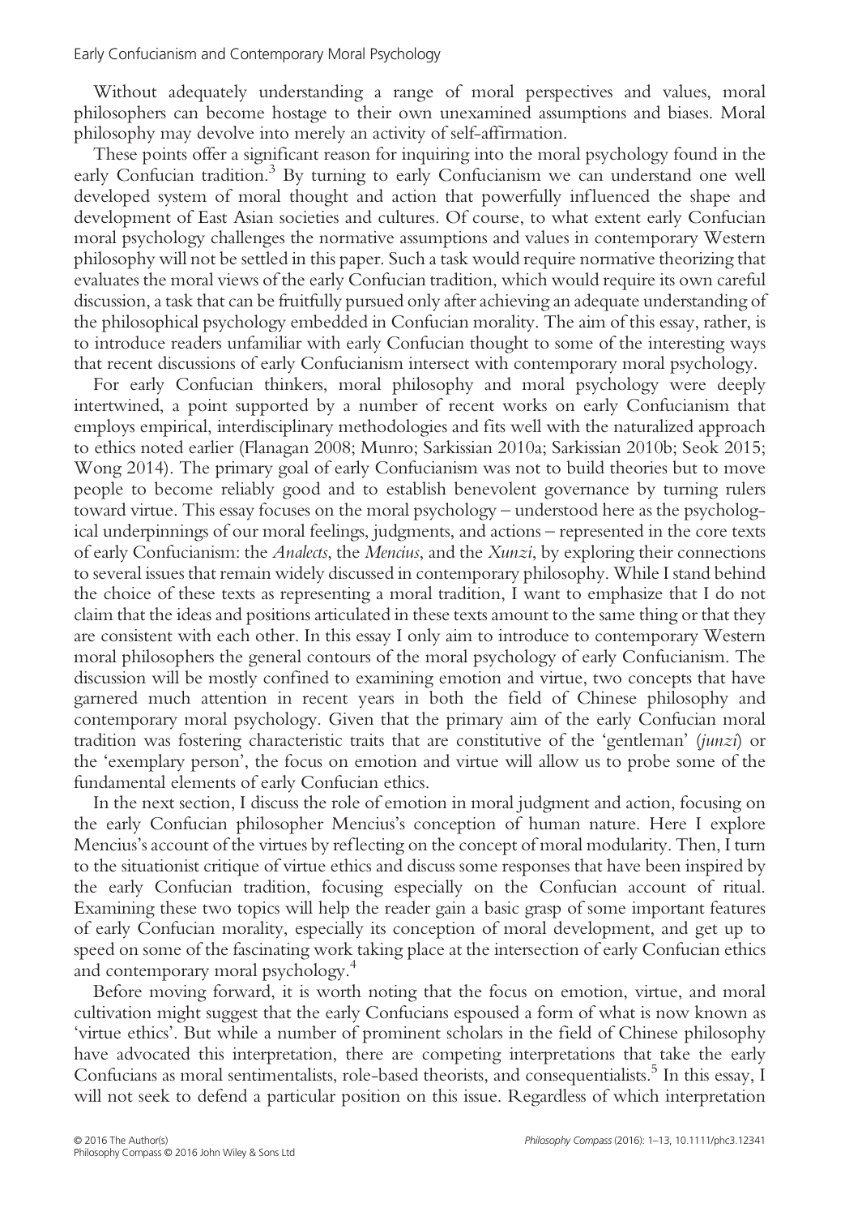Without adequately understanding a range of moral perspectives and values, moral philosophers can become hostage to their own unexamined assumptions and biases. Moral philosophy may devolve into merely an activity of self-affirmation.

These points offer a significant reason for inquiring into the moral psychology found in the early Confucian tradition.[3] By turning to early Confucianism we can understand one well developed system of moral thought and action that powerfully influenced the shape and development of East Asian societies and cultures. Of course, to what extent early Confucian moral psychology challenges the normative assumptions and values in contemporary Western philosophy will not be settled in this paper. Such a task would require normative theorizing that evaluates the moral views of the early Confucian tradition, which would require its own careful discussion, a task that can be fruitfully pursued only after achieving an adequate understanding of the philosophical psychology embedded in Confucian morality. The aim of this essay, rather, is to introduce readers unfamiliar with early Confucian thought to some of the interesting ways that recent discussions of early Confucianism intersect with contemporary moral psychology.

For early Confucian thinkers, moral philosophy and moral psychology were deeply intertwined, a point supported by a number of recent works on early Confucianism that employs empirical, interdisciplinary methodologies and fits well with the naturalized approach to ethics noted earlier (Flanagan 2008; Munro; Sarkissian 2010a; Sarkissian 2010b; Seok 2015; Wong 2014). The primary goal of early Confucianism was not to build theories but to move people to become reliably good and to establish benevolent governance by turning rulers toward virtue. This essay focuses on the moral psychology – understood here as the psychological underpinnings of our moral feelings, judgments, and actions – represented in the core texts of early Confucianism: the *Analects*, the *Mencius*, and the *Xunzi*, by exploring their connections to several issues that remain widely discussed in contemporary philosophy. While I stand behind the choice of these texts as representing a moral tradition, I want to emphasize that I do not claim that the ideas and positions articulated in these texts amount to the same thing or that they are consistent with each other. In this essay I only aim to introduce to contemporary Western moral philosophers the general contours of the moral psychology of early Confucianism. The discussion will be mostly confined to examining emotion and virtue, two concepts that have garnered much attention in recent years in both the field of Chinese philosophy and contemporary moral psychology. Given that the primary aim of the early Confucian moral tradition was fostering characteristic traits that are constitutive of the 'gentleman' (*junzi*) or the 'exemplary person', the focus on emotion and virtue will allow us to probe some of the fundamental elements of early Confucian ethics.

In the next section, I discuss the role of emotion in moral judgment and action, focusing on the early Confucian philosopher Mencius's conception of human nature. Here I explore Mencius's account of the virtues by reflecting on the concept of moral modularity. Then, I turn to the situationist critique of virtue ethics and discuss some responses that have been inspired by the early Confucian tradition, focusing especially on the Confucian account of ritual. Examining these two topics will help the reader gain a basic grasp of some important features of early Confucian morality, especially its conception of moral development, and get up to speed on some of the fascinating work taking place at the intersection of early Confucian ethics and contemporary moral psychology.[4]

Before moving forward, it is worth noting that the focus on emotion, virtue, and moral cultivation might suggest that the early Confucians espoused a form of what is now known as 'virtue ethics'. But while a number of prominent scholars in the field of Chinese philosophy have advocated this interpretation, there are competing interpretations that take the early Confucians as moral sentimentalists, role-based theorists, and consequentialists.[5] In this essay, I will not seek to defend a particular position on this issue. Regardless of which interpretation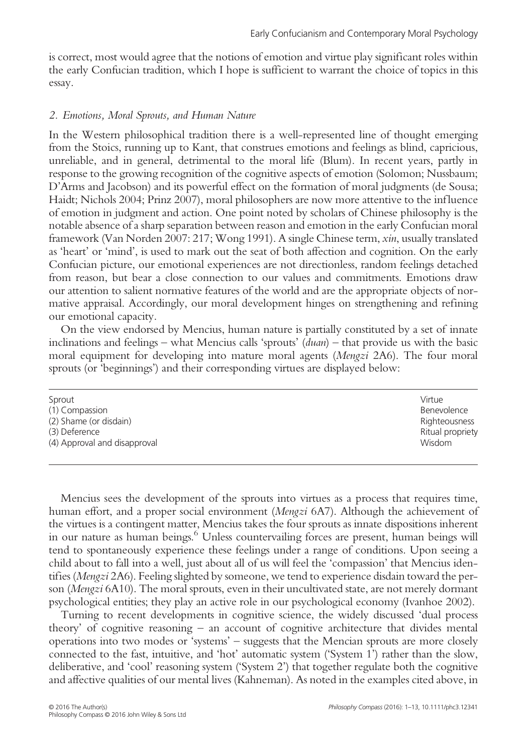is correct, most would agree that the notions of emotion and virtue play significant roles within the early Confucian tradition, which I hope is sufficient to warrant the choice of topics in this essay.

## *2. Emotions, Moral Sprouts, and Human Nature*

In the Western philosophical tradition there is a well-represented line of thought emerging from the Stoics, running up to Kant, that construes emotions and feelings as blind, capricious, unreliable, and in general, detrimental to the moral life (Blum). In recent years, partly in response to the growing recognition of the cognitive aspects of emotion (Solomon; Nussbaum; D'Arms and Jacobson) and its powerful effect on the formation of moral judgments (de Sousa; Haidt; Nichols 2004; Prinz 2007), moral philosophers are now more attentive to the influence of emotion in judgment and action. One point noted by scholars of Chinese philosophy is the notable absence of a sharp separation between reason and emotion in the early Confucian moral framework (Van Norden 2007: 217; Wong 1991). A single Chinese term, *xin*, usually translated as 'heart' or 'mind', is used to mark out the seat of both affection and cognition. On the early Confucian picture, our emotional experiences are not directionless, random feelings detached from reason, but bear a close connection to our values and commitments. Emotions draw our attention to salient normative features of the world and are the appropriate objects of normative appraisal. Accordingly, our moral development hinges on strengthening and refining our emotional capacity.

On the view endorsed by Mencius, human nature is partially constituted by a set of innate inclinations and feelings – what Mencius calls 'sprouts' (*duan*) – that provide us with the basic moral equipment for developing into mature moral agents (*Mengzi* 2A6). The four moral sprouts (or 'beginnings') and their corresponding virtues are displayed below:

| Sprout | Virtue |
|---|---|
| (1) Compassion | Benevolence |
| (2) Shame (or disdain) | Righteousness |
| (3) Deference | Ritual propriety |
| (4) Approval and disapproval | Wisdom |

Mencius sees the development of the sprouts into virtues as a process that requires time, human effort, and a proper social environment (*Mengzi* 6A7). Although the achievement of the virtues is a contingent matter, Mencius takes the four sprouts as innate dispositions inherent in our nature as human beings.[6] Unless countervailing forces are present, human beings will tend to spontaneously experience these feelings under a range of conditions. Upon seeing a child about to fall into a well, just about all of us will feel the 'compassion' that Mencius identifies (*Mengzi* 2A6). Feeling slighted by someone, we tend to experience disdain toward the person (*Mengzi* 6A10). The moral sprouts, even in their uncultivated state, are not merely dormant psychological entities; they play an active role in our psychological economy (Ivanhoe 2002).

Turning to recent developments in cognitive science, the widely discussed 'dual process theory' of cognitive reasoning – an account of cognitive architecture that divides mental operations into two modes or 'systems' – suggests that the Mencian sprouts are more closely connected to the fast, intuitive, and 'hot' automatic system ('System 1') rather than the slow, deliberative, and 'cool' reasoning system ('System 2') that together regulate both the cognitive and affective qualities of our mental lives (Kahneman). As noted in the examples cited above, in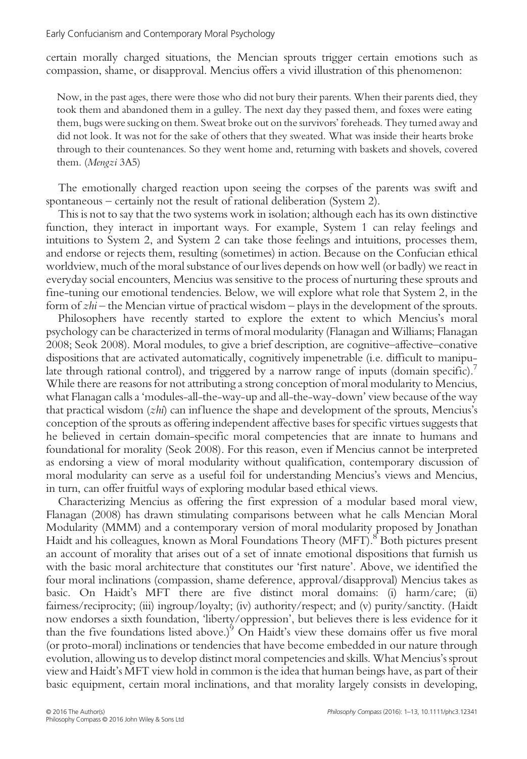certain morally charged situations, the Mencian sprouts trigger certain emotions such as compassion, shame, or disapproval. Mencius offers a vivid illustration of this phenomenon:

> Now, in the past ages, there were those who did not bury their parents. When their parents died, they took them and abandoned them in a gulley. The next day they passed them, and foxes were eating them, bugs were sucking on them. Sweat broke out on the survivors' foreheads. They turned away and did not look. It was not for the sake of others that they sweated. What was inside their hearts broke through to their countenances. So they went home and, returning with baskets and shovels, covered them. (*Mengzi* 3A5)

The emotionally charged reaction upon seeing the corpses of the parents was swift and spontaneous – certainly not the result of rational deliberation (System 2).

This is not to say that the two systems work in isolation; although each has its own distinctive function, they interact in important ways. For example, System 1 can relay feelings and intuitions to System 2, and System 2 can take those feelings and intuitions, processes them, and endorse or rejects them, resulting (sometimes) in action. Because on the Confucian ethical worldview, much of the moral substance of our lives depends on how well (or badly) we react in everyday social encounters, Mencius was sensitive to the process of nurturing these sprouts and fine-tuning our emotional tendencies. Below, we will explore what role that System 2, in the form of *zhi* – the Mencian virtue of practical wisdom – plays in the development of the sprouts.

Philosophers have recently started to explore the extent to which Mencius's moral psychology can be characterized in terms of moral modularity (Flanagan and Williams; Flanagan 2008; Seok 2008). Moral modules, to give a brief description, are cognitive–affective–conative dispositions that are activated automatically, cognitively impenetrable (i.e. difficult to manipulate through rational control), and triggered by a narrow range of inputs (domain specific).[7] While there are reasons for not attributing a strong conception of moral modularity to Mencius, what Flanagan calls a 'modules-all-the-way-up and all-the-way-down' view because of the way that practical wisdom (*zhi*) can influence the shape and development of the sprouts, Mencius's conception of the sprouts as offering independent affective bases for specific virtues suggests that he believed in certain domain-specific moral competencies that are innate to humans and foundational for morality (Seok 2008). For this reason, even if Mencius cannot be interpreted as endorsing a view of moral modularity without qualification, contemporary discussion of moral modularity can serve as a useful foil for understanding Mencius's views and Mencius, in turn, can offer fruitful ways of exploring modular based ethical views.

Characterizing Mencius as offering the first expression of a modular based moral view, Flanagan (2008) has drawn stimulating comparisons between what he calls Mencian Moral Modularity (MMM) and a contemporary version of moral modularity proposed by Jonathan Haidt and his colleagues, known as Moral Foundations Theory (MFT).[8] Both pictures present an account of morality that arises out of a set of innate emotional dispositions that furnish us with the basic moral architecture that constitutes our 'first nature'. Above, we identified the four moral inclinations (compassion, shame deference, approval/disapproval) Mencius takes as basic. On Haidt's MFT there are five distinct moral domains: (i) harm/care; (ii) fairness/reciprocity; (iii) ingroup/loyalty; (iv) authority/respect; and (v) purity/sanctity. (Haidt now endorses a sixth foundation, 'liberty/oppression', but believes there is less evidence for it than the five foundations listed above.)[9] On Haidt's view these domains offer us five moral (or proto-moral) inclinations or tendencies that have become embedded in our nature through evolution, allowing us to develop distinct moral competencies and skills. What Mencius's sprout view and Haidt's MFT view hold in common is the idea that human beings have, as part of their basic equipment, certain moral inclinations, and that morality largely consists in developing,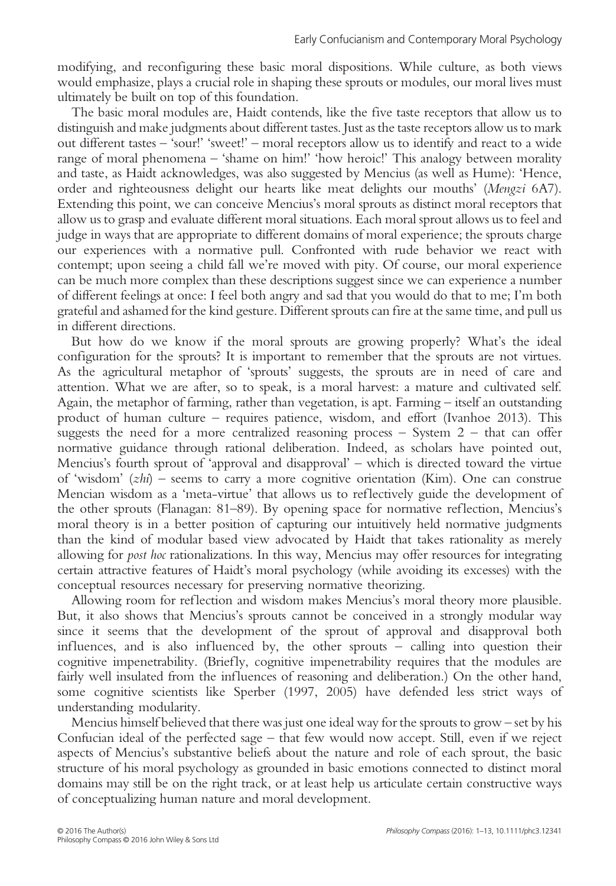modifying, and reconfiguring these basic moral dispositions. While culture, as both views would emphasize, plays a crucial role in shaping these sprouts or modules, our moral lives must ultimately be built on top of this foundation.

The basic moral modules are, Haidt contends, like the five taste receptors that allow us to distinguish and make judgments about different tastes. Just as the taste receptors allow us to mark out different tastes – 'sour!' 'sweet!' – moral receptors allow us to identify and react to a wide range of moral phenomena – 'shame on him!' 'how heroic!' This analogy between morality and taste, as Haidt acknowledges, was also suggested by Mencius (as well as Hume): 'Hence, order and righteousness delight our hearts like meat delights our mouths' (*Mengzi* 6A7). Extending this point, we can conceive Mencius's moral sprouts as distinct moral receptors that allow us to grasp and evaluate different moral situations. Each moral sprout allows us to feel and judge in ways that are appropriate to different domains of moral experience; the sprouts charge our experiences with a normative pull. Confronted with rude behavior we react with contempt; upon seeing a child fall we're moved with pity. Of course, our moral experience can be much more complex than these descriptions suggest since we can experience a number of different feelings at once: I feel both angry and sad that you would do that to me; I'm both grateful and ashamed for the kind gesture. Different sprouts can fire at the same time, and pull us in different directions.

But how do we know if the moral sprouts are growing properly? What's the ideal configuration for the sprouts? It is important to remember that the sprouts are not virtues. As the agricultural metaphor of 'sprouts' suggests, the sprouts are in need of care and attention. What we are after, so to speak, is a moral harvest: a mature and cultivated self. Again, the metaphor of farming, rather than vegetation, is apt. Farming – itself an outstanding product of human culture – requires patience, wisdom, and effort (Ivanhoe 2013). This suggests the need for a more centralized reasoning process – System 2 – that can offer normative guidance through rational deliberation. Indeed, as scholars have pointed out, Mencius's fourth sprout of 'approval and disapproval' – which is directed toward the virtue of 'wisdom' (*zhi*) – seems to carry a more cognitive orientation (Kim). One can construe Mencian wisdom as a 'meta-virtue' that allows us to reflectively guide the development of the other sprouts (Flanagan: 81–89). By opening space for normative reflection, Mencius's moral theory is in a better position of capturing our intuitively held normative judgments than the kind of modular based view advocated by Haidt that takes rationality as merely allowing for *post hoc* rationalizations. In this way, Mencius may offer resources for integrating certain attractive features of Haidt's moral psychology (while avoiding its excesses) with the conceptual resources necessary for preserving normative theorizing.

Allowing room for reflection and wisdom makes Mencius's moral theory more plausible. But, it also shows that Mencius's sprouts cannot be conceived in a strongly modular way since it seems that the development of the sprout of approval and disapproval both influences, and is also influenced by, the other sprouts – calling into question their cognitive impenetrability. (Briefly, cognitive impenetrability requires that the modules are fairly well insulated from the influences of reasoning and deliberation.) On the other hand, some cognitive scientists like Sperber (1997, 2005) have defended less strict ways of understanding modularity.

Mencius himself believed that there was just one ideal way for the sprouts to grow – set by his Confucian ideal of the perfected sage – that few would now accept. Still, even if we reject aspects of Mencius's substantive beliefs about the nature and role of each sprout, the basic structure of his moral psychology as grounded in basic emotions connected to distinct moral domains may still be on the right track, or at least help us articulate certain constructive ways of conceptualizing human nature and moral development.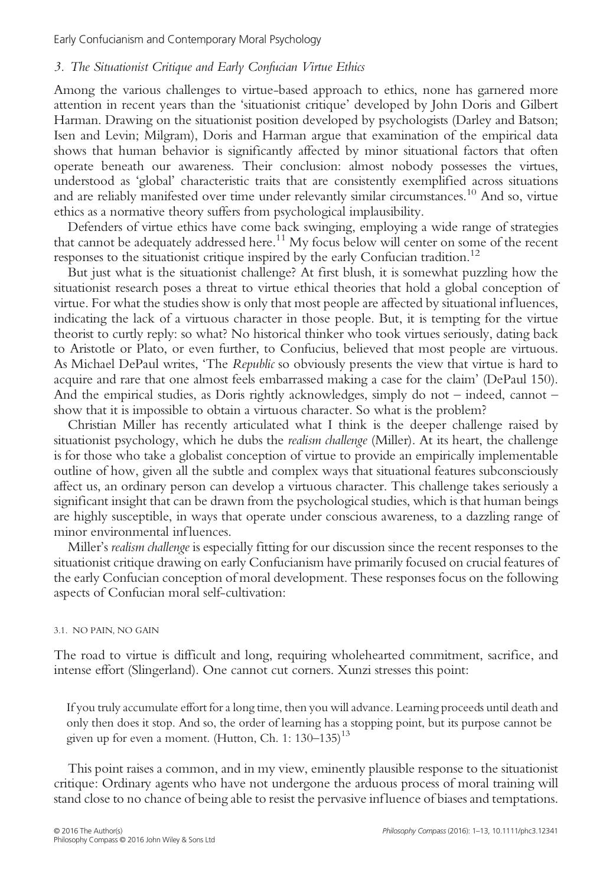### *3. The Situationist Critique and Early Confucian Virtue Ethics*

Among the various challenges to virtue-based approach to ethics, none has garnered more attention in recent years than the 'situationist critique' developed by John Doris and Gilbert Harman. Drawing on the situationist position developed by psychologists (Darley and Batson; Isen and Levin; Milgram), Doris and Harman argue that examination of the empirical data shows that human behavior is significantly affected by minor situational factors that often operate beneath our awareness. Their conclusion: almost nobody possesses the virtues, understood as 'global' characteristic traits that are consistently exemplified across situations and are reliably manifested over time under relevantly similar circumstances.[10] And so, virtue ethics as a normative theory suffers from psychological implausibility.

Defenders of virtue ethics have come back swinging, employing a wide range of strategies that cannot be adequately addressed here.[11] My focus below will center on some of the recent responses to the situationist critique inspired by the early Confucian tradition.[12]

But just what is the situationist challenge? At first blush, it is somewhat puzzling how the situationist research poses a threat to virtue ethical theories that hold a global conception of virtue. For what the studies show is only that most people are affected by situational influences, indicating the lack of a virtuous character in those people. But, it is tempting for the virtue theorist to curtly reply: so what? No historical thinker who took virtues seriously, dating back to Aristotle or Plato, or even further, to Confucius, believed that most people are virtuous. As Michael DePaul writes, 'The *Republic* so obviously presents the view that virtue is hard to acquire and rare that one almost feels embarrassed making a case for the claim' (DePaul 150). And the empirical studies, as Doris rightly acknowledges, simply do not – indeed, cannot – show that it is impossible to obtain a virtuous character. So what is the problem?

Christian Miller has recently articulated what I think is the deeper challenge raised by situationist psychology, which he dubs the *realism challenge* (Miller). At its heart, the challenge is for those who take a globalist conception of virtue to provide an empirically implementable outline of how, given all the subtle and complex ways that situational features subconsciously affect us, an ordinary person can develop a virtuous character. This challenge takes seriously a significant insight that can be drawn from the psychological studies, which is that human beings are highly susceptible, in ways that operate under conscious awareness, to a dazzling range of minor environmental influences.

Miller's *realism challenge* is especially fitting for our discussion since the recent responses to the situationist critique drawing on early Confucianism have primarily focused on crucial features of the early Confucian conception of moral development. These responses focus on the following aspects of Confucian moral self-cultivation:

#### 3.1. NO PAIN, NO GAIN

The road to virtue is difficult and long, requiring wholehearted commitment, sacrifice, and intense effort (Slingerland). One cannot cut corners. Xunzi stresses this point:

> If you truly accumulate effort for a long time, then you will advance. Learning proceeds until death and only then does it stop. And so, the order of learning has a stopping point, but its purpose cannot be given up for even a moment. (Hutton, Ch. 1: 130–135)[13]

This point raises a common, and in my view, eminently plausible response to the situationist critique: Ordinary agents who have not undergone the arduous process of moral training will stand close to no chance of being able to resist the pervasive influence of biases and temptations.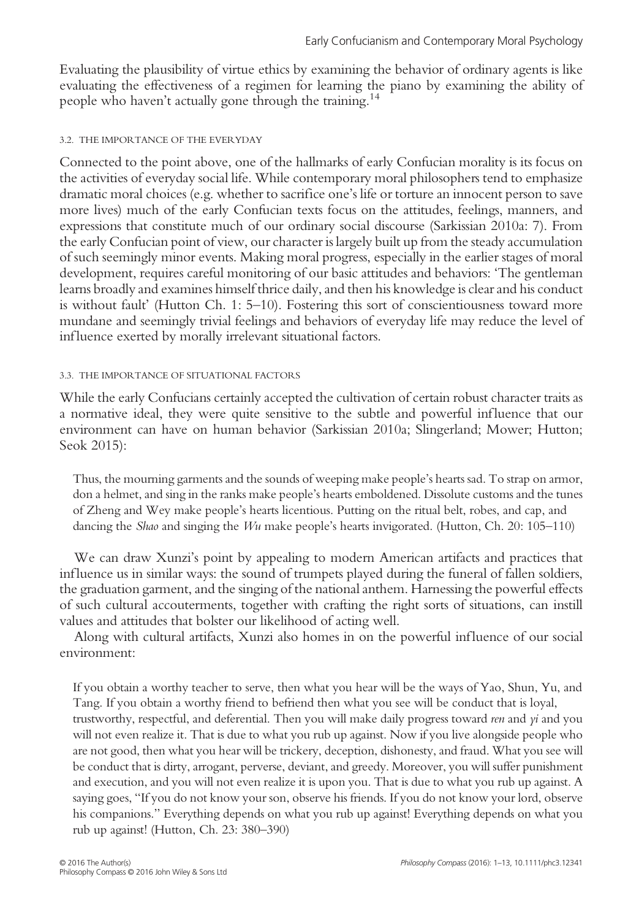Evaluating the plausibility of virtue ethics by examining the behavior of ordinary agents is like evaluating the effectiveness of a regimen for learning the piano by examining the ability of people who haven't actually gone through the training.[14]

### 3.2. THE IMPORTANCE OF THE EVERYDAY

Connected to the point above, one of the hallmarks of early Confucian morality is its focus on the activities of everyday social life. While contemporary moral philosophers tend to emphasize dramatic moral choices (e.g. whether to sacrifice one's life or torture an innocent person to save more lives) much of the early Confucian texts focus on the attitudes, feelings, manners, and expressions that constitute much of our ordinary social discourse (Sarkissian 2010a: 7). From the early Confucian point of view, our character is largely built up from the steady accumulation of such seemingly minor events. Making moral progress, especially in the earlier stages of moral development, requires careful monitoring of our basic attitudes and behaviors: 'The gentleman learns broadly and examines himself thrice daily, and then his knowledge is clear and his conduct is without fault' (Hutton Ch. 1: 5–10). Fostering this sort of conscientiousness toward more mundane and seemingly trivial feelings and behaviors of everyday life may reduce the level of influence exerted by morally irrelevant situational factors.

### 3.3. THE IMPORTANCE OF SITUATIONAL FACTORS

While the early Confucians certainly accepted the cultivation of certain robust character traits as a normative ideal, they were quite sensitive to the subtle and powerful influence that our environment can have on human behavior (Sarkissian 2010a; Slingerland; Mower; Hutton; Seok 2015):

> Thus, the mourning garments and the sounds of weeping make people's hearts sad. To strap on armor, don a helmet, and sing in the ranks make people's hearts emboldened. Dissolute customs and the tunes of Zheng and Wey make people's hearts licentious. Putting on the ritual belt, robes, and cap, and dancing the *Shao* and singing the *Wu* make people's hearts invigorated. (Hutton, Ch. 20: 105–110)

We can draw Xunzi's point by appealing to modern American artifacts and practices that influence us in similar ways: the sound of trumpets played during the funeral of fallen soldiers, the graduation garment, and the singing of the national anthem. Harnessing the powerful effects of such cultural accouterments, together with crafting the right sorts of situations, can instill values and attitudes that bolster our likelihood of acting well.

Along with cultural artifacts, Xunzi also homes in on the powerful influence of our social environment:

> If you obtain a worthy teacher to serve, then what you hear will be the ways of Yao, Shun, Yu, and Tang. If you obtain a worthy friend to befriend then what you see will be conduct that is loyal, trustworthy, respectful, and deferential. Then you will make daily progress toward *ren* and *yi* and you will not even realize it. That is due to what you rub up against. Now if you live alongside people who are not good, then what you hear will be trickery, deception, dishonesty, and fraud. What you see will be conduct that is dirty, arrogant, perverse, deviant, and greedy. Moreover, you will suffer punishment and execution, and you will not even realize it is upon you. That is due to what you rub up against. A saying goes, "If you do not know your son, observe his friends. If you do not know your lord, observe his companions." Everything depends on what you rub up against! Everything depends on what you rub up against! (Hutton, Ch. 23: 380–390)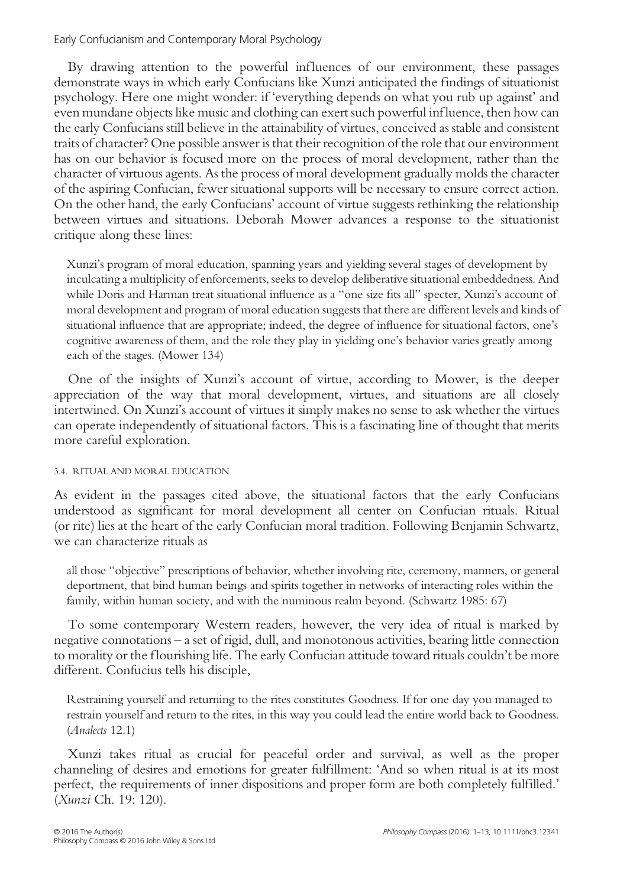By drawing attention to the powerful influences of our environment, these passages demonstrate ways in which early Confucians like Xunzi anticipated the findings of situationist psychology. Here one might wonder: if 'everything depends on what you rub up against' and even mundane objects like music and clothing can exert such powerful influence, then how can the early Confucians still believe in the attainability of virtues, conceived as stable and consistent traits of character? One possible answer is that their recognition of the role that our environment has on our behavior is focused more on the process of moral development, rather than the character of virtuous agents. As the process of moral development gradually molds the character of the aspiring Confucian, fewer situational supports will be necessary to ensure correct action. On the other hand, the early Confucians' account of virtue suggests rethinking the relationship between virtues and situations. Deborah Mower advances a response to the situationist critique along these lines:

> Xunzi's program of moral education, spanning years and yielding several stages of development by inculcating a multiplicity of enforcements, seeks to develop deliberative situational embeddedness. And while Doris and Harman treat situational influence as a "one size fits all" specter, Xunzi's account of moral development and program of moral education suggests that there are different levels and kinds of situational influence that are appropriate; indeed, the degree of influence for situational factors, one's cognitive awareness of them, and the role they play in yielding one's behavior varies greatly among each of the stages. (Mower 134)

One of the insights of Xunzi's account of virtue, according to Mower, is the deeper appreciation of the way that moral development, virtues, and situations are all closely intertwined. On Xunzi's account of virtues it simply makes no sense to ask whether the virtues can operate independently of situational factors. This is a fascinating line of thought that merits more careful exploration.

### 3.4. RITUAL AND MORAL EDUCATION

As evident in the passages cited above, the situational factors that the early Confucians understood as significant for moral development all center on Confucian rituals. Ritual (or rite) lies at the heart of the early Confucian moral tradition. Following Benjamin Schwartz, we can characterize rituals as

> all those "objective" prescriptions of behavior, whether involving rite, ceremony, manners, or general deportment, that bind human beings and spirits together in networks of interacting roles within the family, within human society, and with the numinous realm beyond. (Schwartz 1985: 67)

To some contemporary Western readers, however, the very idea of ritual is marked by negative connotations – a set of rigid, dull, and monotonous activities, bearing little connection to morality or the flourishing life. The early Confucian attitude toward rituals couldn't be more different. Confucius tells his disciple,

> Restraining yourself and returning to the rites constitutes Goodness. If for one day you managed to restrain yourself and return to the rites, in this way you could lead the entire world back to Goodness. (*Analects* 12.1)

Xunzi takes ritual as crucial for peaceful order and survival, as well as the proper channeling of desires and emotions for greater fulfillment: 'And so when ritual is at its most perfect, the requirements of inner dispositions and proper form are both completely fulfilled.' (*Xunzi* Ch. 19: 120).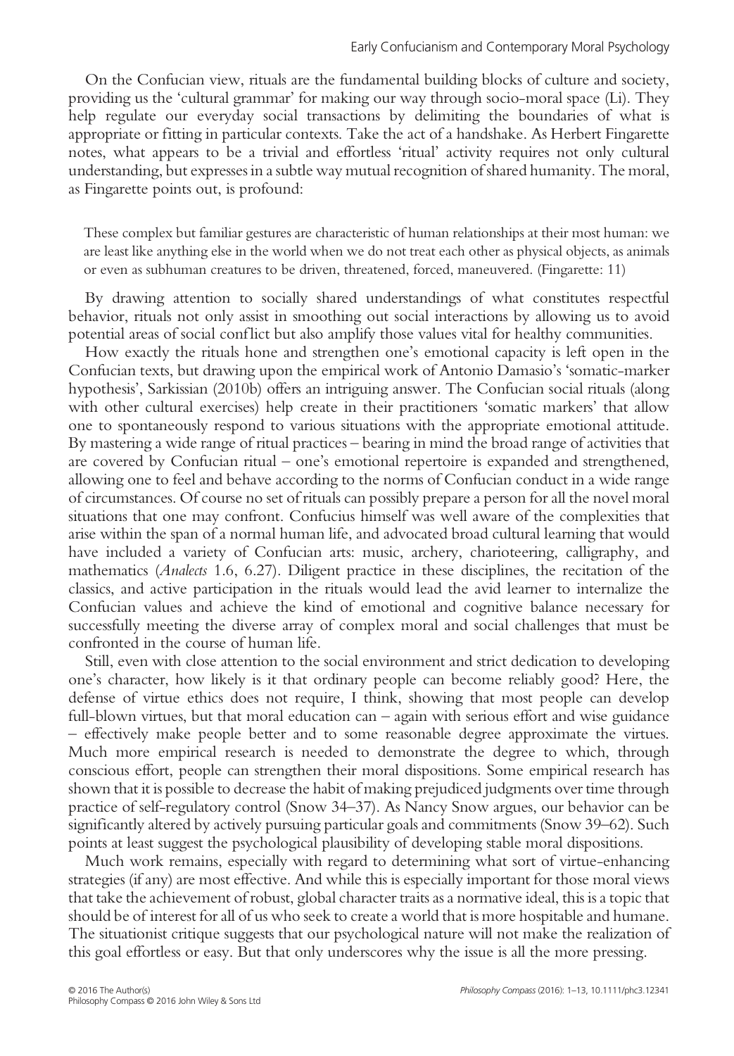On the Confucian view, rituals are the fundamental building blocks of culture and society, providing us the 'cultural grammar' for making our way through socio-moral space (Li). They help regulate our everyday social transactions by delimiting the boundaries of what is appropriate or fitting in particular contexts. Take the act of a handshake. As Herbert Fingarette notes, what appears to be a trivial and effortless 'ritual' activity requires not only cultural understanding, but expresses in a subtle way mutual recognition of shared humanity. The moral, as Fingarette points out, is profound:

> These complex but familiar gestures are characteristic of human relationships at their most human: we are least like anything else in the world when we do not treat each other as physical objects, as animals or even as subhuman creatures to be driven, threatened, forced, maneuvered. (Fingarette: 11)

By drawing attention to socially shared understandings of what constitutes respectful behavior, rituals not only assist in smoothing out social interactions by allowing us to avoid potential areas of social conflict but also amplify those values vital for healthy communities.

How exactly the rituals hone and strengthen one's emotional capacity is left open in the Confucian texts, but drawing upon the empirical work of Antonio Damasio's 'somatic-marker hypothesis', Sarkissian (2010b) offers an intriguing answer. The Confucian social rituals (along with other cultural exercises) help create in their practitioners 'somatic markers' that allow one to spontaneously respond to various situations with the appropriate emotional attitude. By mastering a wide range of ritual practices – bearing in mind the broad range of activities that are covered by Confucian ritual – one's emotional repertoire is expanded and strengthened, allowing one to feel and behave according to the norms of Confucian conduct in a wide range of circumstances. Of course no set of rituals can possibly prepare a person for all the novel moral situations that one may confront. Confucius himself was well aware of the complexities that arise within the span of a normal human life, and advocated broad cultural learning that would have included a variety of Confucian arts: music, archery, charioteering, calligraphy, and mathematics (*Analects* 1.6, 6.27). Diligent practice in these disciplines, the recitation of the classics, and active participation in the rituals would lead the avid learner to internalize the Confucian values and achieve the kind of emotional and cognitive balance necessary for successfully meeting the diverse array of complex moral and social challenges that must be confronted in the course of human life.

Still, even with close attention to the social environment and strict dedication to developing one's character, how likely is it that ordinary people can become reliably good? Here, the defense of virtue ethics does not require, I think, showing that most people can develop full-blown virtues, but that moral education can – again with serious effort and wise guidance – effectively make people better and to some reasonable degree approximate the virtues. Much more empirical research is needed to demonstrate the degree to which, through conscious effort, people can strengthen their moral dispositions. Some empirical research has shown that it is possible to decrease the habit of making prejudiced judgments over time through practice of self-regulatory control (Snow 34–37). As Nancy Snow argues, our behavior can be significantly altered by actively pursuing particular goals and commitments (Snow 39–62). Such points at least suggest the psychological plausibility of developing stable moral dispositions.

Much work remains, especially with regard to determining what sort of virtue-enhancing strategies (if any) are most effective. And while this is especially important for those moral views that take the achievement of robust, global character traits as a normative ideal, this is a topic that should be of interest for all of us who seek to create a world that is more hospitable and humane. The situationist critique suggests that our psychological nature will not make the realization of this goal effortless or easy. But that only underscores why the issue is all the more pressing.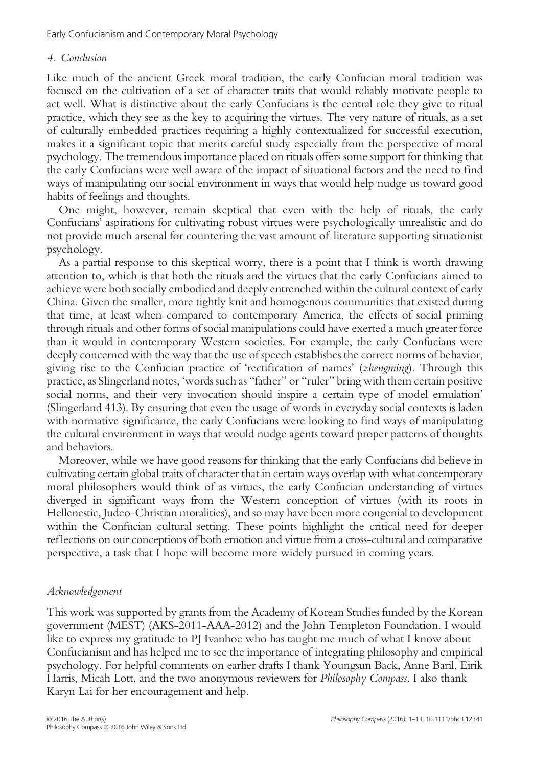## *4. Conclusion*

Like much of the ancient Greek moral tradition, the early Confucian moral tradition was focused on the cultivation of a set of character traits that would reliably motivate people to act well. What is distinctive about the early Confucians is the central role they give to ritual practice, which they see as the key to acquiring the virtues. The very nature of rituals, as a set of culturally embedded practices requiring a highly contextualized for successful execution, makes it a significant topic that merits careful study especially from the perspective of moral psychology. The tremendous importance placed on rituals offers some support for thinking that the early Confucians were well aware of the impact of situational factors and the need to find ways of manipulating our social environment in ways that would help nudge us toward good habits of feelings and thoughts.

One might, however, remain skeptical that even with the help of rituals, the early Confucians' aspirations for cultivating robust virtues were psychologically unrealistic and do not provide much arsenal for countering the vast amount of literature supporting situationist psychology.

As a partial response to this skeptical worry, there is a point that I think is worth drawing attention to, which is that both the rituals and the virtues that the early Confucians aimed to achieve were both socially embodied and deeply entrenched within the cultural context of early China. Given the smaller, more tightly knit and homogenous communities that existed during that time, at least when compared to contemporary America, the effects of social priming through rituals and other forms of social manipulations could have exerted a much greater force than it would in contemporary Western societies. For example, the early Confucians were deeply concerned with the way that the use of speech establishes the correct norms of behavior, giving rise to the Confucian practice of 'rectification of names' (*zhengming*). Through this practice, as Slingerland notes, 'words such as "father" or "ruler" bring with them certain positive social norms, and their very invocation should inspire a certain type of model emulation' (Slingerland 413). By ensuring that even the usage of words in everyday social contexts is laden with normative significance, the early Confucians were looking to find ways of manipulating the cultural environment in ways that would nudge agents toward proper patterns of thoughts and behaviors.

Moreover, while we have good reasons for thinking that the early Confucians did believe in cultivating certain global traits of character that in certain ways overlap with what contemporary moral philosophers would think of as virtues, the early Confucian understanding of virtues diverged in significant ways from the Western conception of virtues (with its roots in Hellenestic, Judeo-Christian moralities), and so may have been more congenial to development within the Confucian cultural setting. These points highlight the critical need for deeper reflections on our conceptions of both emotion and virtue from a cross-cultural and comparative perspective, a task that I hope will become more widely pursued in coming years.

### *Acknowledgement*

This work was supported by grants from the Academy of Korean Studies funded by the Korean government (MEST) (AKS-2011-AAA-2012) and the John Templeton Foundation. I would like to express my gratitude to PJ Ivanhoe who has taught me much of what I know about Confucianism and has helped me to see the importance of integrating philosophy and empirical psychology. For helpful comments on earlier drafts I thank Youngsun Back, Anne Baril, Eirik Harris, Micah Lott, and the two anonymous reviewers for *Philosophy Compass*. I also thank Karyn Lai for her encouragement and help.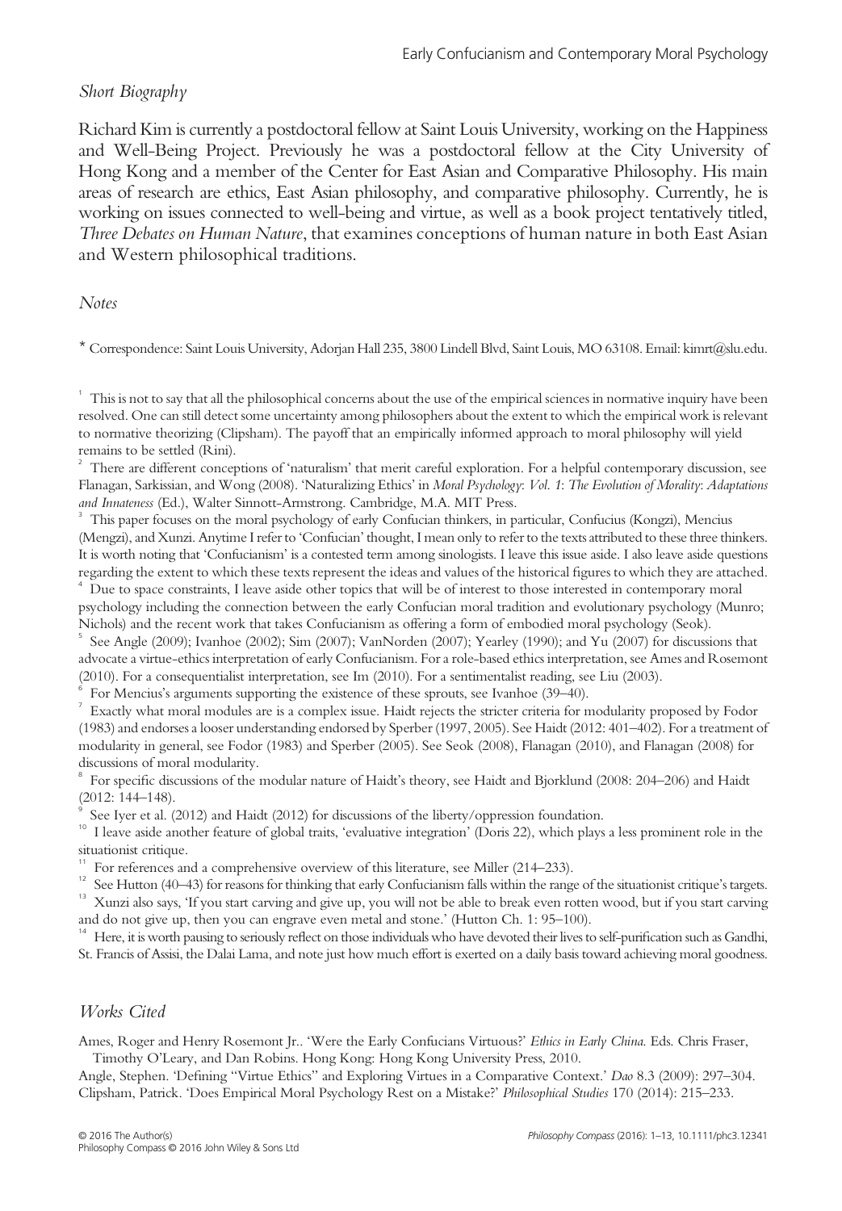## *Short Biography*

Richard Kim is currently a postdoctoral fellow at Saint Louis University, working on the Happiness and Well-Being Project. Previously he was a postdoctoral fellow at the City University of Hong Kong and a member of the Center for East Asian and Comparative Philosophy. His main areas of research are ethics, East Asian philosophy, and comparative philosophy. Currently, he is working on issues connected to well-being and virtue, as well as a book project tentatively titled, *Three Debates on Human Nature*, that examines conceptions of human nature in both East Asian and Western philosophical traditions.

## *Notes*

\* Correspondence: Saint Louis University, Adorjan Hall 235, 3800 Lindell Blvd, Saint Louis, MO 63108. Email: kimrt@slu.edu.

[1] This is not to say that all the philosophical concerns about the use of the empirical sciences in normative inquiry have been resolved. One can still detect some uncertainty among philosophers about the extent to which the empirical work is relevant to normative theorizing (Clipsham). The payoff that an empirically informed approach to moral philosophy will yield remains to be settled (Rini).

[2] There are different conceptions of 'naturalism' that merit careful exploration. For a helpful contemporary discussion, see Flanagan, Sarkissian, and Wong (2008). 'Naturalizing Ethics' in *Moral Psychology*: *Vol. 1*: *The Evolution of Morality*: *Adaptations and Innateness* (Ed.), Walter Sinnott-Armstrong. Cambridge, M.A. MIT Press.

[3] This paper focuses on the moral psychology of early Confucian thinkers, in particular, Confucius (Kongzi), Mencius (Mengzi), and Xunzi. Anytime I refer to 'Confucian' thought, I mean only to refer to the texts attributed to these three thinkers. It is worth noting that 'Confucianism' is a contested term among sinologists. I leave this issue aside. I also leave aside questions regarding the extent to which these texts represent the ideas and values of the historical figures to which they are attached.

[4] Due to space constraints, I leave aside other topics that will be of interest to those interested in contemporary moral psychology including the connection between the early Confucian moral tradition and evolutionary psychology (Munro; Nichols) and the recent work that takes Confucianism as offering a form of embodied moral psychology (Seok).

[5] See Angle (2009); Ivanhoe (2002); Sim (2007); VanNorden (2007); Yearley (1990); and Yu (2007) for discussions that advocate a virtue-ethics interpretation of early Confucianism. For a role-based ethics interpretation, see Ames and Rosemont (2010). For a consequentialist interpretation, see Im (2010). For a sentimentalist reading, see Liu (2003).

[6] For Mencius's arguments supporting the existence of these sprouts, see Ivanhoe (39–40).

[7] Exactly what moral modules are is a complex issue. Haidt rejects the stricter criteria for modularity proposed by Fodor (1983) and endorses a looser understanding endorsed by Sperber (1997, 2005). See Haidt (2012: 401–402). For a treatment of modularity in general, see Fodor (1983) and Sperber (2005). See Seok (2008), Flanagan (2010), and Flanagan (2008) for discussions of moral modularity.

[8] For specific discussions of the modular nature of Haidt's theory, see Haidt and Bjorklund (2008: 204–206) and Haidt (2012: 144–148).

[9] See Iyer et al. (2012) and Haidt (2012) for discussions of the liberty/oppression foundation.

[10] I leave aside another feature of global traits, 'evaluative integration' (Doris 22), which plays a less prominent role in the situationist critique.

[11] For references and a comprehensive overview of this literature, see Miller (214–233).

[12] See Hutton (40–43) for reasons for thinking that early Confucianism falls within the range of the situationist critique's targets.

[13] Xunzi also says, 'If you start carving and give up, you will not be able to break even rotten wood, but if you start carving and do not give up, then you can engrave even metal and stone.' (Hutton Ch. 1: 95–100).

[14] Here, it is worth pausing to seriously reflect on those individuals who have devoted their lives to self-purification such as Gandhi, St. Francis of Assisi, the Dalai Lama, and note just how much effort is exerted on a daily basis toward achieving moral goodness.

## *Works Cited*

Ames, Roger and Henry Rosemont Jr.. 'Were the Early Confucians Virtuous?' *Ethics in Early China*. Eds. Chris Fraser, Timothy O'Leary, and Dan Robins. Hong Kong: Hong Kong University Press, 2010.

Angle, Stephen. 'Defining "Virtue Ethics" and Exploring Virtues in a Comparative Context.' *Dao* 8.3 (2009): 297–304.

Clipsham, Patrick. 'Does Empirical Moral Psychology Rest on a Mistake?' *Philosophical Studies* 170 (2014): 215–233.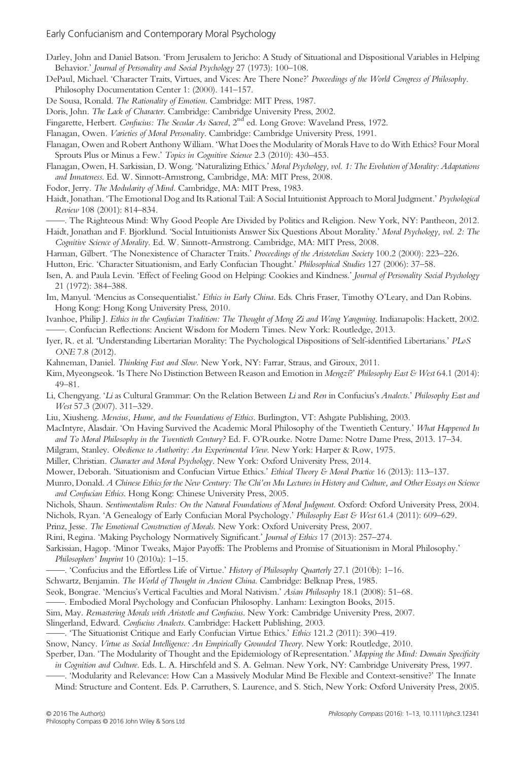Darley, John and Daniel Batson. 'From Jerusalem to Jericho: A Study of Situational and Dispositional Variables in Helping Behavior.' *Journal of Personality and Social Psychology* 27 (1973): 100–108.

DePaul, Michael. 'Character Traits, Virtues, and Vices: Are There None?' *Proceedings of the World Congress of Philosophy*. Philosophy Documentation Center 1: (2000). 141–157.

De Sousa, Ronald. *The Rationality of Emotion*. Cambridge: MIT Press, 1987.

Doris, John. *The Lack of Character*. Cambridge: Cambridge University Press, 2002.

Fingarette, Herbert. *Confucius: The Secular As Sacred*, 2nd ed. Long Grove: Waveland Press, 1972.

Flanagan, Owen. *Varieties of Moral Personality*. Cambridge: Cambridge University Press, 1991.

Flanagan, Owen and Robert Anthony William. 'What Does the Modularity of Morals Have to do With Ethics? Four Moral Sprouts Plus or Minus a Few.' *Topics in Cognitive Science* 2.3 (2010): 430–453.

Flanagan, Owen, H. Sarkissian, D. Wong. 'Naturalizing Ethics.' *Moral Psychology, vol. 1: The Evolution of Morality: Adaptations and Innateness*. Ed. W. Sinnott-Armstrong, Cambridge, MA: MIT Press, 2008.

Fodor, Jerry. *The Modularity of Mind*. Cambridge, MA: MIT Press, 1983.

Haidt, Jonathan. 'The Emotional Dog and Its Rational Tail: A Social Intuitionist Approach to Moral Judgment.' *Psychological Review* 108 (2001): 814–834.

——. The Righteous Mind: Why Good People Are Divided by Politics and Religion. New York, NY: Pantheon, 2012.

Haidt, Jonathan and F. Bjorklund. 'Social Intuitionists Answer Six Questions About Morality.' *Moral Psychology, vol. 2: The Cognitive Science of Morality*. Ed. W. Sinnott-Armstrong. Cambridge, MA: MIT Press, 2008.

Harman, Gilbert. 'The Nonexistence of Character Traits.' *Proceedings of the Aristotelian Society* 100.2 (2000): 223–226.

Hutton, Eric. 'Character Situationism, and Early Confucian Thought.' *Philosophical Studies* 127 (2006): 37–58.

Isen, A. and Paula Levin. 'Effect of Feeling Good on Helping: Cookies and Kindness.' *Journal of Personality Social Psychology* 21 (1972): 384–388.

Im, Manyul. 'Mencius as Consequentialist.' *Ethics in Early China*. Eds. Chris Fraser, Timothy O'Leary, and Dan Robins. Hong Kong: Hong Kong University Press, 2010.

Ivanhoe, Philip J. *Ethics in the Confucian Tradition: The Thought of Meng Zi and Wang Yangming*. Indianapolis: Hackett, 2002.

——. Confucian Reflections: Ancient Wisdom for Modern Times. New York: Routledge, 2013.

Iyer, R. et al. 'Understanding Libertarian Morality: The Psychological Dispositions of Self-identified Libertarians.' *PLoS ONE* 7.8 (2012).

Kahneman, Daniel. *Thinking Fast and Slow*. New York, NY: Farrar, Straus, and Giroux, 2011.

Kim, Myeongseok. 'Is There No Distinction Between Reason and Emotion in *Mengzi*?' *Philosophy East & West* 64.1 (2014): 49–81.

Li, Chengyang. '*Li* as Cultural Grammar: On the Relation Between *Li* and *Ren* in Confucius's *Analects*.' *Philosophy East and West* 57.3 (2007). 311–329.

Liu, Xiusheng. *Mencius, Hume, and the Foundations of Ethics*. Burlington, VT: Ashgate Publishing, 2003.

MacIntyre, Alasdair. 'On Having Survived the Academic Moral Philosophy of the Twentieth Century.' *What Happened In and To Moral Philosophy in the Twentieth Century?* Ed. F. O'Rourke. Notre Dame: Notre Dame Press, 2013. 17–34.

Milgram, Stanley. *Obedience to Authority: An Experimental View*. New York: Harper & Row, 1975.

Miller, Christian. *Character and Moral Psychology*. New York: Oxford University Press, 2014.

Mower, Deborah. 'Situationism and Confucian Virtue Ethics.' *Ethical Theory & Moral Practice* 16 (2013): 113–137.

Munro, Donald. *A Chinese Ethics for the New Century: The Chi'en Mu Lectures in History and Culture, and Other Essays on Science and Confucian Ethics*. Hong Kong: Chinese University Press, 2005.

Nichols, Shaun. *Sentimentalism Rules: On the Natural Foundations of Moral Judgment*. Oxford: Oxford University Press, 2004.

Nichols, Ryan. 'A Genealogy of Early Confucian Moral Psychology.' *Philosophy East & West* 61.4 (2011): 609–629.

Prinz, Jesse. *The Emotional Construction of Morals*. New York: Oxford University Press, 2007.

Rini, Regina. 'Making Psychology Normatively Significant.' *Journal of Ethics* 17 (2013): 257–274.

Sarkissian, Hagop. 'Minor Tweaks, Major Payoffs: The Problems and Promise of Situationism in Moral Philosophy.' *Philosophers' Imprint* 10 (2010a): 1–15.

——. 'Confucius and the Effortless Life of Virtue.' *History of Philosophy Quarterly* 27.1 (2010b): 1–16.

Schwartz, Benjamin. *The World of Thought in Ancient China*. Cambridge: Belknap Press, 1985.

Seok, Bongrae. 'Mencius's Vertical Faculties and Moral Nativism.' *Asian Philosophy* 18.1 (2008): 51–68.

——. Embodied Moral Psychology and Confucian Philosophy. Lanham: Lexington Books, 2015.

Sim, May. *Remastering Morals with Aristotle and Confucius*. New York: Cambridge University Press, 2007.

Slingerland, Edward. *Confucius Analects*. Cambridge: Hackett Publishing, 2003.

——. 'The Situationist Critique and Early Confucian Virtue Ethics.' *Ethics* 121.2 (2011): 390–419.

Snow, Nancy. *Virtue as Social Intelligence: An Empirically Grounded Theory*. New York: Routledge, 2010.

Sperber, Dan. 'The Modularity of Thought and the Epidemiology of Representation.' *Mapping the Mind: Domain Specificity in Cognition and Culture*. Eds. L. A. Hirschfeld and S. A. Gelman. New York, NY: Cambridge University Press, 1997.

——. 'Modularity and Relevance: How Can a Massively Modular Mind Be Flexible and Context-sensitive?' The Innate Mind: Structure and Content. Eds. P. Carruthers, S. Laurence, and S. Stich, New York: Oxford University Press, 2005.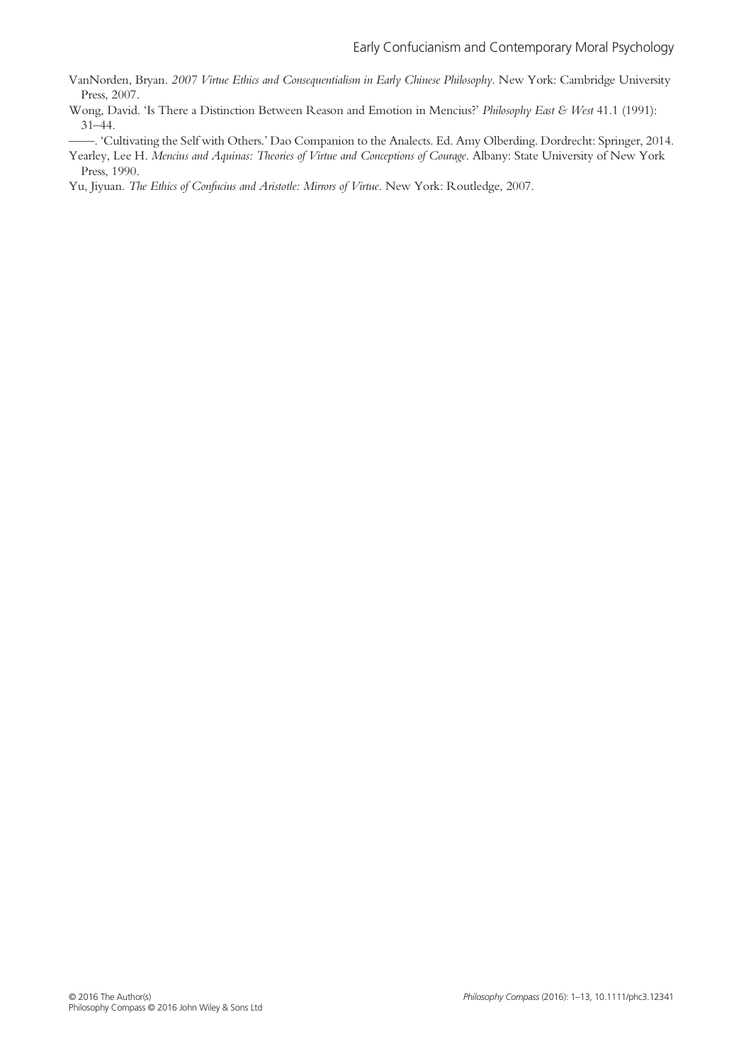VanNorden, Bryan. *2007 Virtue Ethics and Consequentialism in Early Chinese Philosophy*. New York: Cambridge University Press, 2007.

Wong, David. 'Is There a Distinction Between Reason and Emotion in Mencius?' *Philosophy East & West* 41.1 (1991): 31–44.

——. 'Cultivating the Self with Others.' Dao Companion to the Analects. Ed. Amy Olberding. Dordrecht: Springer, 2014.

Yearley, Lee H. *Mencius and Aquinas: Theories of Virtue and Conceptions of Courage*. Albany: State University of New York Press, 1990.

Yu, Jiyuan. *The Ethics of Confucius and Aristotle: Mirrors of Virtue*. New York: Routledge, 2007.